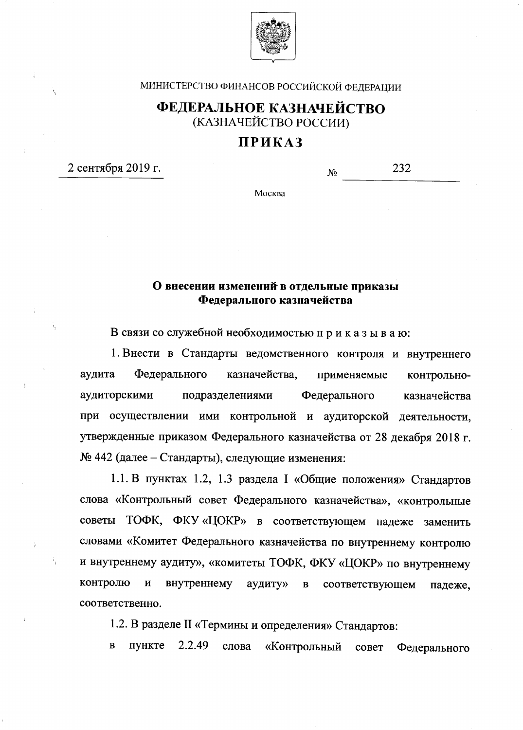МИНИСТЕРСТВО ФИНАНСОВ РОССИЙСКОЙ ФЕДЕРАЦИИ

# ФЕДЕРАЛЬНОЕ КАЗНАЧЕЙСТВО
(КАЗНАЧЕЙСТВО РОССИИ)

# ПРИКАЗ

2 сентября 2019 г. № 232

Москва

## О внесении изменений в отдельные приказы Федерального казначейства

В связи со служебной необходимостью п р и к а з ы в а ю:

1. Внести в Стандарты ведомственного контроля и внутреннего аудита Федерального казначейства, применяемые контрольно-аудиторскими подразделениями Федерального казначейства при осуществлении ими контрольной и аудиторской деятельности, утвержденные приказом Федерального казначейства от 28 декабря 2018 г. № 442 (далее – Стандарты), следующие изменения:

1.1. В пунктах 1.2, 1.3 раздела I «Общие положения» Стандартов слова «Контрольный совет Федерального казначейства», «контрольные советы ТОФК, ФКУ «ЦОКР» в соответствующем падеже заменить словами «Комитет Федерального казначейства по внутреннему контролю и внутреннему аудиту», «комитеты ТОФК, ФКУ «ЦОКР» по внутреннему контролю и внутреннему аудиту» в соответствующем падеже, соответственно.

1.2. В разделе II «Термины и определения» Стандартов:

в пункте 2.2.49 слова «Контрольный совет Федерального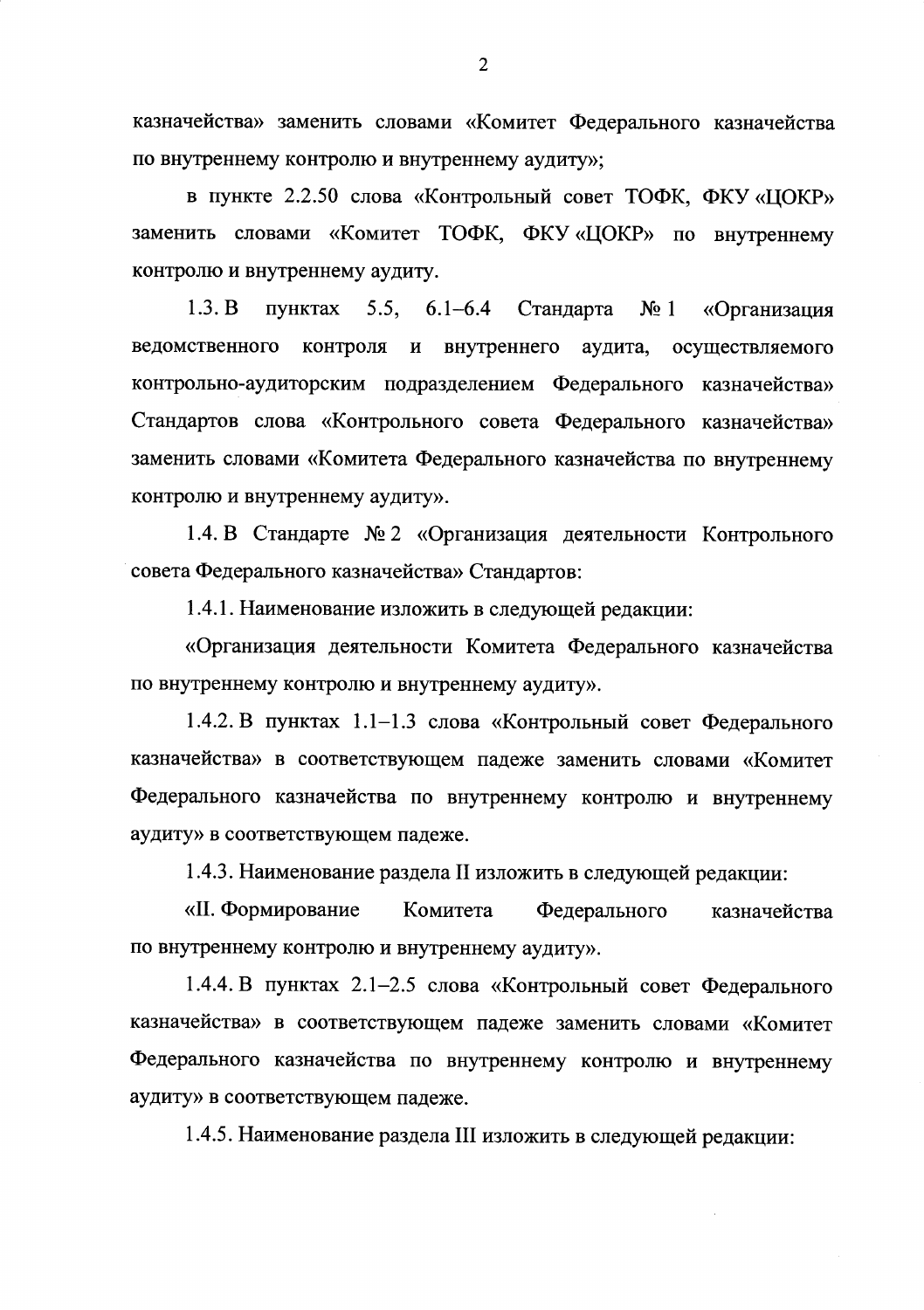казначейства» заменить словами «Комитет Федерального казначейства по внутреннему контролю и внутреннему аудиту»;

в пункте 2.2.50 слова «Контрольный совет ТОФК, ФКУ «ЦОКР» заменить словами «Комитет ТОФК, ФКУ «ЦОКР» по внутреннему контролю и внутреннему аудиту.

1.3. В пунктах 5.5, 6.1–6.4 Стандарта № 1 «Организация ведомственного контроля и внутреннего аудита, осуществляемого контрольно-аудиторским подразделением Федерального казначейства» Стандартов слова «Контрольного совета Федерального казначейства» заменить словами «Комитета Федерального казначейства по внутреннему контролю и внутреннему аудиту».

1.4. В Стандарте № 2 «Организация деятельности Контрольного совета Федерального казначейства» Стандартов:

1.4.1. Наименование изложить в следующей редакции:

«Организация деятельности Комитета Федерального казначейства по внутреннему контролю и внутреннему аудиту».

1.4.2. В пунктах 1.1–1.3 слова «Контрольный совет Федерального казначейства» в соответствующем падеже заменить словами «Комитет Федерального казначейства по внутреннему контролю и внутреннему аудиту» в соответствующем падеже.

1.4.3. Наименование раздела II изложить в следующей редакции:

«II. Формирование Комитета Федерального казначейства по внутреннему контролю и внутреннему аудиту».

1.4.4. В пунктах 2.1–2.5 слова «Контрольный совет Федерального казначейства» в соответствующем падеже заменить словами «Комитет Федерального казначейства по внутреннему контролю и внутреннему аудиту» в соответствующем падеже.

1.4.5. Наименование раздела III изложить в следующей редакции: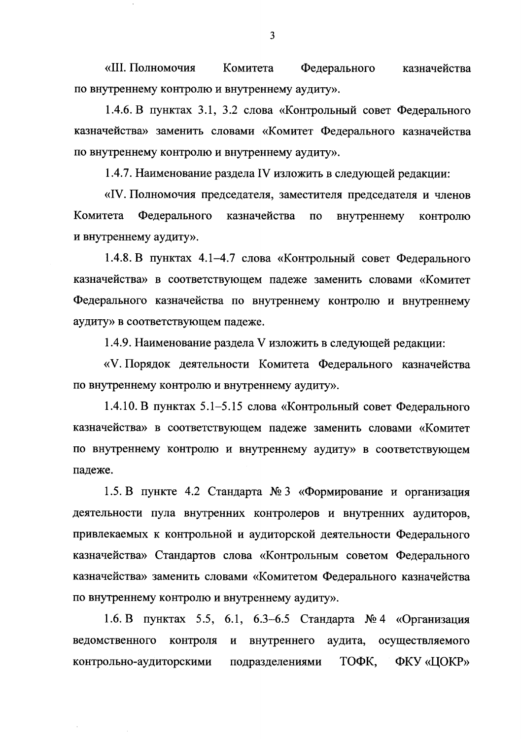«III. Полномочия Комитета Федерального казначейства по внутреннему контролю и внутреннему аудиту».

1.4.6. В пунктах 3.1, 3.2 слова «Контрольный совет Федерального казначейства» заменить словами «Комитет Федерального казначейства по внутреннему контролю и внутреннему аудиту».

1.4.7. Наименование раздела IV изложить в следующей редакции:

«IV. Полномочия председателя, заместителя председателя и членов Комитета Федерального казначейства по внутреннему контролю и внутреннему аудиту».

1.4.8. В пунктах 4.1–4.7 слова «Контрольный совет Федерального казначейства» в соответствующем падеже заменить словами «Комитет Федерального казначейства по внутреннему контролю и внутреннему аудиту» в соответствующем падеже.

1.4.9. Наименование раздела V изложить в следующей редакции:

«V. Порядок деятельности Комитета Федерального казначейства по внутреннему контролю и внутреннему аудиту».

1.4.10. В пунктах 5.1–5.15 слова «Контрольный совет Федерального казначейства» в соответствующем падеже заменить словами «Комитет по внутреннему контролю и внутреннему аудиту» в соответствующем падеже.

1.5. В пункте 4.2 Стандарта № 3 «Формирование и организация деятельности пула внутренних контролеров и внутренних аудиторов, привлекаемых к контрольной и аудиторской деятельности Федерального казначейства» Стандартов слова «Контрольным советом Федерального казначейства» заменить словами «Комитетом Федерального казначейства по внутреннему контролю и внутреннему аудиту».

1.6. В пунктах 5.5, 6.1, 6.3–6.5 Стандарта № 4 «Организация ведомственного контроля и внутреннего аудита, осуществляемого контрольно-аудиторскими подразделениями ТОФК, ФКУ «ЦОКР»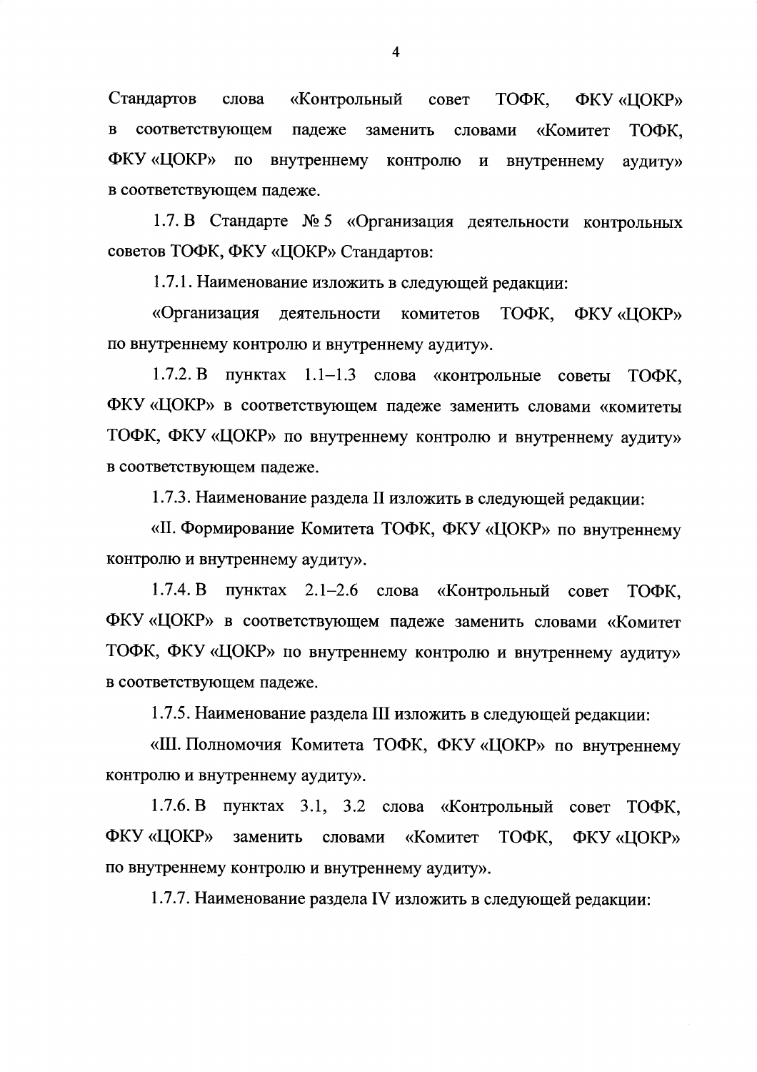Стандартов слова «Контрольный совет ТОФК, ФКУ «ЦОКР» в соответствующем падеже заменить словами «Комитет ТОФК, ФКУ «ЦОКР» по внутреннему контролю и внутреннему аудиту» в соответствующем падеже.

1.7. В Стандарте № 5 «Организация деятельности контрольных советов ТОФК, ФКУ «ЦОКР» Стандартов:

1.7.1. Наименование изложить в следующей редакции:

«Организация деятельности комитетов ТОФК, ФКУ «ЦОКР» по внутреннему контролю и внутреннему аудиту».

1.7.2. В пунктах 1.1–1.3 слова «контрольные советы ТОФК, ФКУ «ЦОКР» в соответствующем падеже заменить словами «комитеты ТОФК, ФКУ «ЦОКР» по внутреннему контролю и внутреннему аудиту» в соответствующем падеже.

1.7.3. Наименование раздела II изложить в следующей редакции:

«II. Формирование Комитета ТОФК, ФКУ «ЦОКР» по внутреннему контролю и внутреннему аудиту».

1.7.4. В пунктах 2.1–2.6 слова «Контрольный совет ТОФК, ФКУ «ЦОКР» в соответствующем падеже заменить словами «Комитет ТОФК, ФКУ «ЦОКР» по внутреннему контролю и внутреннему аудиту» в соответствующем падеже.

1.7.5. Наименование раздела III изложить в следующей редакции:

«III. Полномочия Комитета ТОФК, ФКУ «ЦОКР» по внутреннему контролю и внутреннему аудиту».

1.7.6. В пунктах 3.1, 3.2 слова «Контрольный совет ТОФК, ФКУ «ЦОКР» заменить словами «Комитет ТОФК, ФКУ «ЦОКР» по внутреннему контролю и внутреннему аудиту».

1.7.7. Наименование раздела IV изложить в следующей редакции: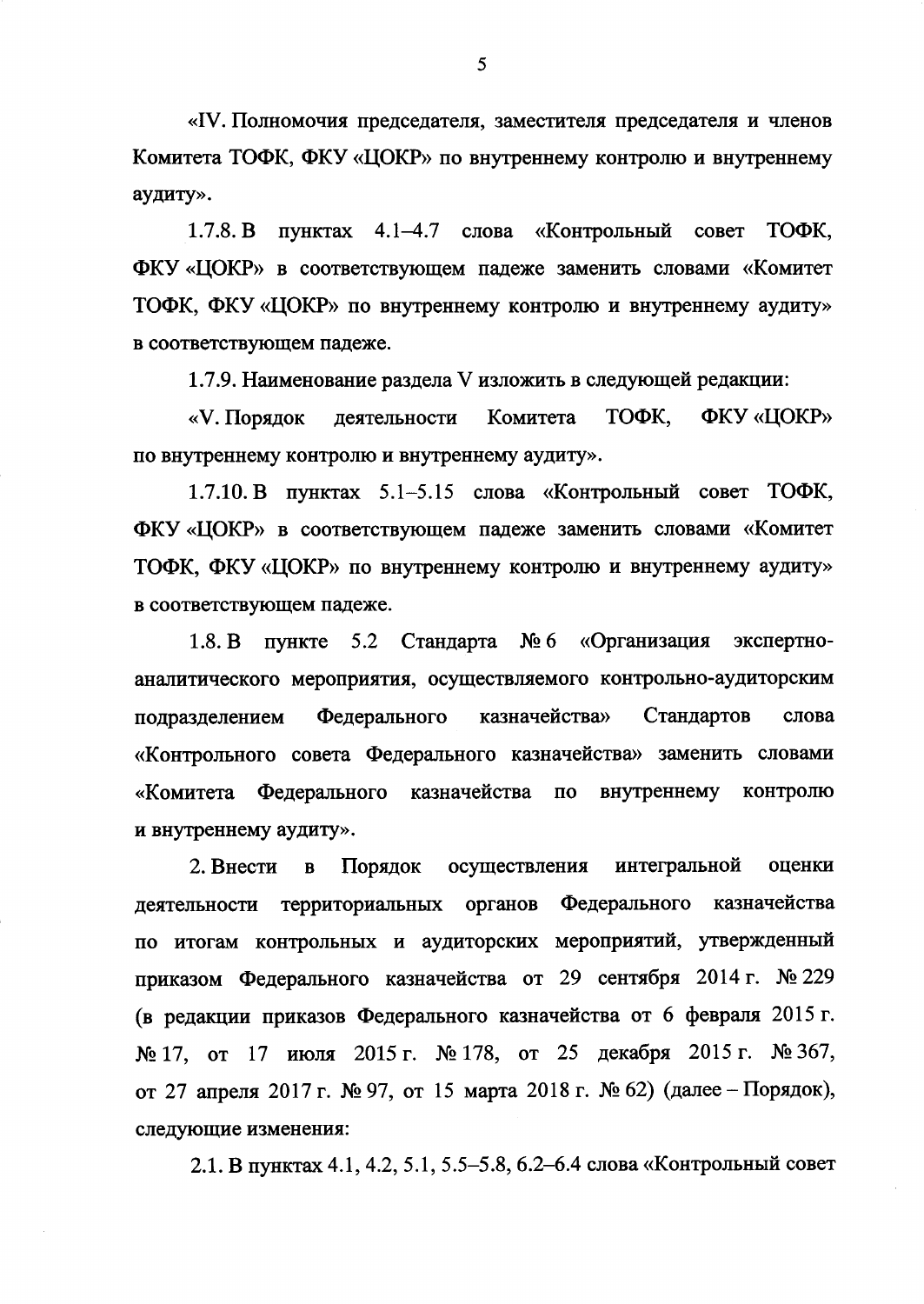«IV. Полномочия председателя, заместителя председателя и членов Комитета ТОФК, ФКУ «ЦОКР» по внутреннему контролю и внутреннему аудиту».

1.7.8. В пунктах 4.1–4.7 слова «Контрольный совет ТОФК, ФКУ «ЦОКР» в соответствующем падеже заменить словами «Комитет ТОФК, ФКУ «ЦОКР» по внутреннему контролю и внутреннему аудиту» в соответствующем падеже.

1.7.9. Наименование раздела V изложить в следующей редакции:

«V. Порядок деятельности Комитета ТОФК, ФКУ «ЦОКР» по внутреннему контролю и внутреннему аудиту».

1.7.10. В пунктах 5.1–5.15 слова «Контрольный совет ТОФК, ФКУ «ЦОКР» в соответствующем падеже заменить словами «Комитет ТОФК, ФКУ «ЦОКР» по внутреннему контролю и внутреннему аудиту» в соответствующем падеже.

1.8. В пункте 5.2 Стандарта № 6 «Организация экспертно-аналитического мероприятия, осуществляемого контрольно-аудиторским подразделением Федерального казначейства» Стандартов слова «Контрольного совета Федерального казначейства» заменить словами «Комитета Федерального казначейства по внутреннему контролю и внутреннему аудиту».

2. Внести в Порядок осуществления интегральной оценки деятельности территориальных органов Федерального казначейства по итогам контрольных и аудиторских мероприятий, утвержденный приказом Федерального казначейства от 29 сентября 2014 г. № 229 (в редакции приказов Федерального казначейства от 6 февраля 2015 г. № 17, от 17 июля 2015 г. № 178, от 25 декабря 2015 г. № 367, от 27 апреля 2017 г. № 97, от 15 марта 2018 г. № 62) (далее – Порядок), следующие изменения:

2.1. В пунктах 4.1, 4.2, 5.1, 5.5–5.8, 6.2–6.4 слова «Контрольный совет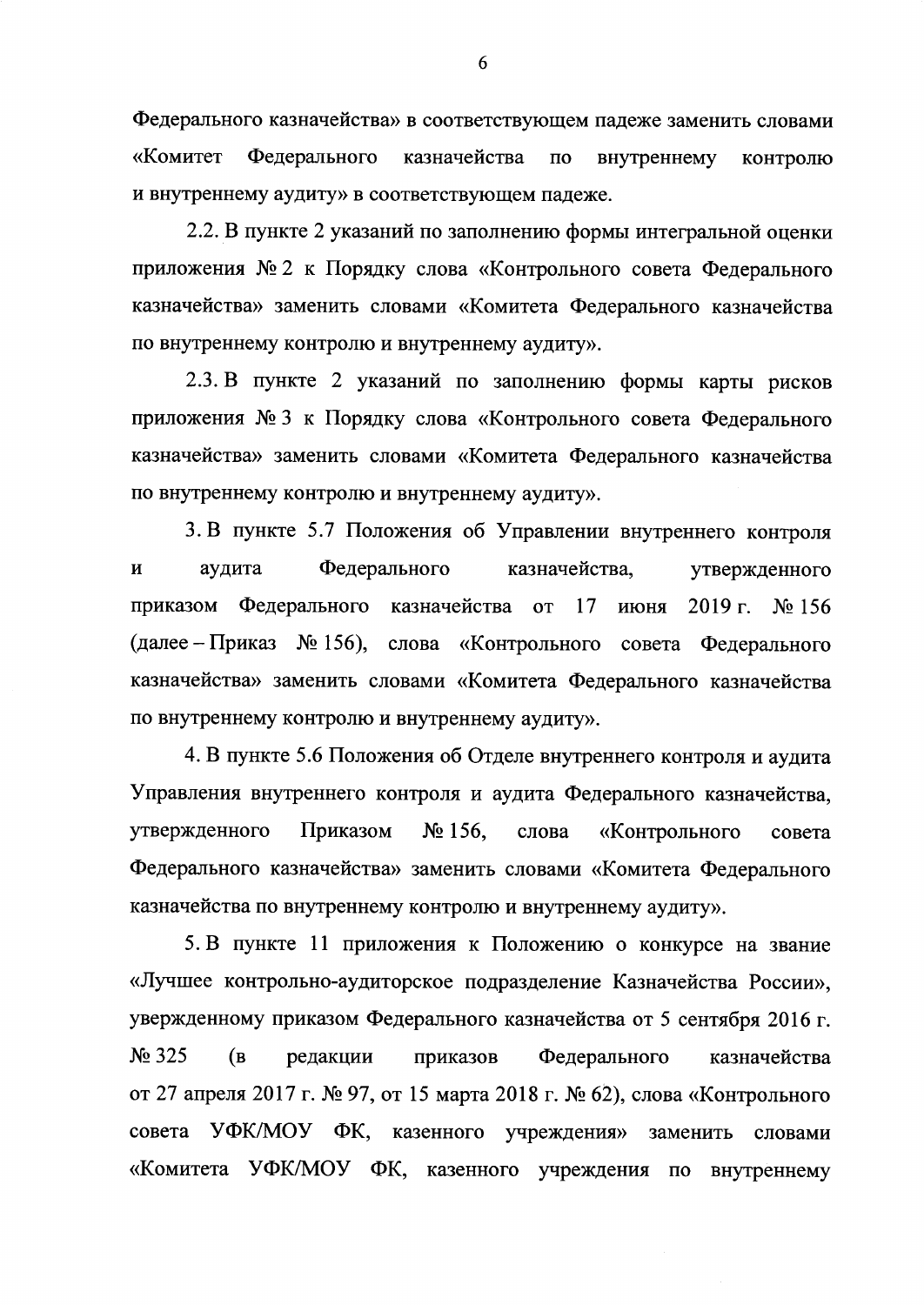Федерального казначейства» в соответствующем падеже заменить словами «Комитет Федерального казначейства по внутреннему контролю и внутреннему аудиту» в соответствующем падеже.

2.2. В пункте 2 указаний по заполнению формы интегральной оценки приложения № 2 к Порядку слова «Контрольного совета Федерального казначейства» заменить словами «Комитета Федерального казначейства по внутреннему контролю и внутреннему аудиту».

2.3. В пункте 2 указаний по заполнению формы карты рисков приложения № 3 к Порядку слова «Контрольного совета Федерального казначейства» заменить словами «Комитета Федерального казначейства по внутреннему контролю и внутреннему аудиту».

3. В пункте 5.7 Положения об Управлении внутреннего контроля и аудита Федерального казначейства, утвержденного приказом Федерального казначейства от 17 июня 2019 г. № 156 (далее – Приказ № 156), слова «Контрольного совета Федерального казначейства» заменить словами «Комитета Федерального казначейства по внутреннему контролю и внутреннему аудиту».

4. В пункте 5.6 Положения об Отделе внутреннего контроля и аудита Управления внутреннего контроля и аудита Федерального казначейства, утвержденного Приказом № 156, слова «Контрольного совета Федерального казначейства» заменить словами «Комитета Федерального казначейства по внутреннему контролю и внутреннему аудиту».

5. В пункте 11 приложения к Положению о конкурсе на звание «Лучшее контрольно-аудиторское подразделение Казначейства России», увержденному приказом Федерального казначейства от 5 сентября 2016 г. № 325 (в редакции приказов Федерального казначейства от 27 апреля 2017 г. № 97, от 15 марта 2018 г. № 62), слова «Контрольного совета УФК/МОУ ФК, казенного учреждения» заменить словами «Комитета УФК/МОУ ФК, казенного учреждения по внутреннему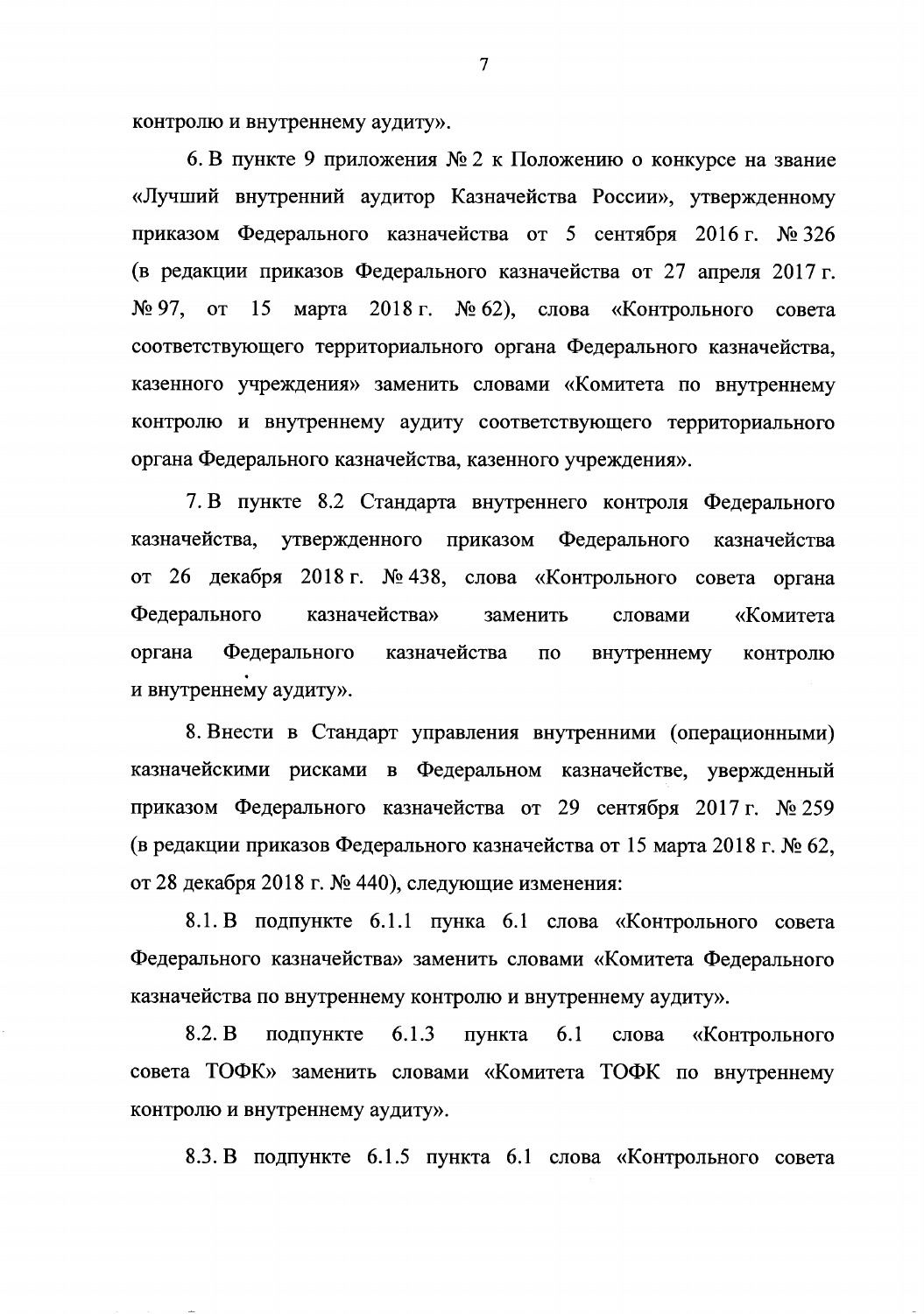контролю и внутреннему аудиту».

6. В пункте 9 приложения № 2 к Положению о конкурсе на звание «Лучший внутренний аудитор Казначейства России», утвержденному приказом Федерального казначейства от 5 сентября 2016 г. № 326 (в редакции приказов Федерального казначейства от 27 апреля 2017 г. № 97, от 15 марта 2018 г. № 62), слова «Контрольного совета соответствующего территориального органа Федерального казначейства, казенного учреждения» заменить словами «Комитета по внутреннему контролю и внутреннему аудиту соответствующего территориального органа Федерального казначейства, казенного учреждения».

7. В пункте 8.2 Стандарта внутреннего контроля Федерального казначейства, утвержденного приказом Федерального казначейства от 26 декабря 2018 г. № 438, слова «Контрольного совета органа Федерального казначейства» заменить словами «Комитета органа Федерального казначейства по внутреннему контролю и внутреннему аудиту».

8. Внести в Стандарт управления внутренними (операционными) казначейскими рисками в Федеральном казначействе, увержденный приказом Федерального казначейства от 29 сентября 2017 г. № 259 (в редакции приказов Федерального казначейства от 15 марта 2018 г. № 62, от 28 декабря 2018 г. № 440), следующие изменения:

8.1. В подпункте 6.1.1 пунка 6.1 слова «Контрольного совета Федерального казначейства» заменить словами «Комитета Федерального казначейства по внутреннему контролю и внутреннему аудиту».

8.2. В подпункте 6.1.3 пункта 6.1 слова «Контрольного совета ТОФК» заменить словами «Комитета ТОФК по внутреннему контролю и внутреннему аудиту».

8.3. В подпункте 6.1.5 пункта 6.1 слова «Контрольного совета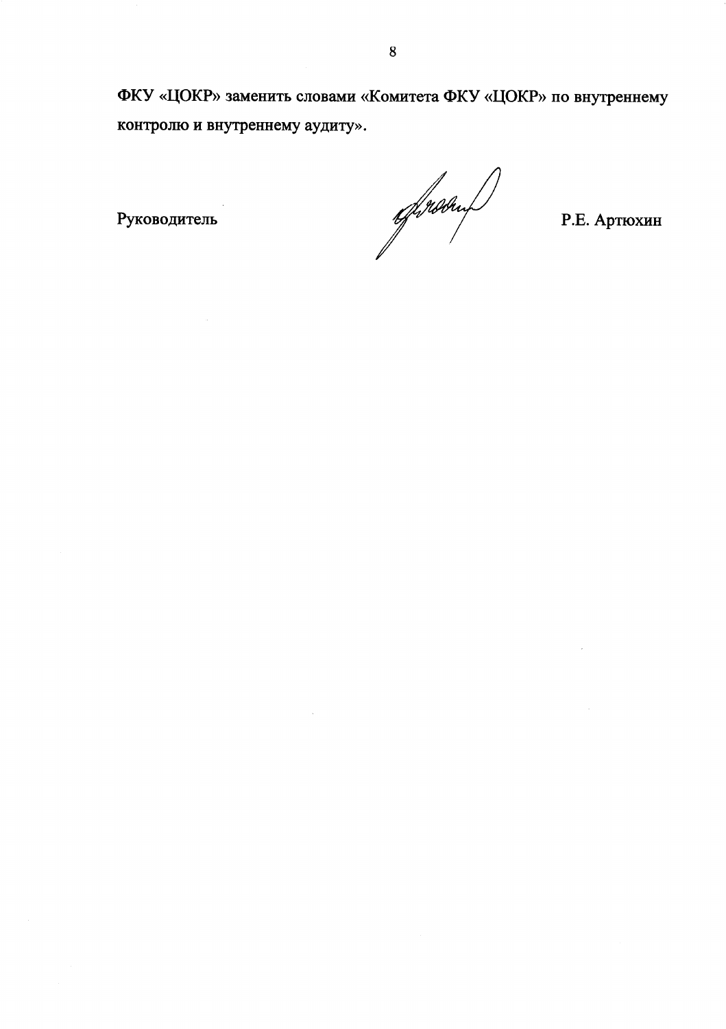ФКУ «ЦОКР» заменить словами «Комитета ФКУ «ЦОКР» по внутреннему контролю и внутреннему аудиту».

Руководитель Р.Е. Артюхин